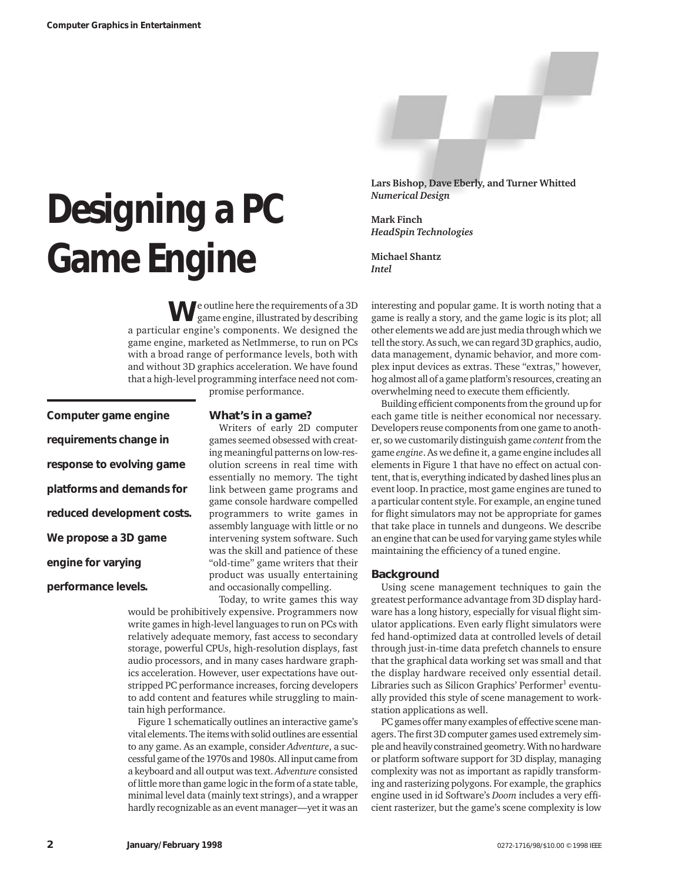# Designing a PC Game Engine

**Lars Bishop, Dave Eberly, and Turner Whitted**
*Numerical Design*

**Mark Finch**
*HeadSpin Technologies*

**Michael Shantz**
*Intel*

**Computer game engine requirements change in response to evolving game platforms and demands for reduced development costs. We propose a 3D game engine for varying performance levels.**

We outline here the requirements of a 3D game engine, illustrated by describing a particular engine's components. We designed the game engine, marketed as NetImmerse, to run on PCs with a broad range of performance levels, both with and without 3D graphics acceleration. We have found that a high-level programming interface need not compromise performance.

## What's in a game?

Writers of early 2D computer games seemed obsessed with creating meaningful patterns on low-resolution screens in real time with essentially no memory. The tight link between game programs and game console hardware compelled programmers to write games in assembly language with little or no intervening system software. Such was the skill and patience of these "old-time" game writers that their product was usually entertaining and occasionally compelling.

Today, to write games this way would be prohibitively expensive. Programmers now write games in high-level languages to run on PCs with relatively adequate memory, fast access to secondary storage, powerful CPUs, high-resolution displays, fast audio processors, and in many cases hardware graphics acceleration. However, user expectations have outstripped PC performance increases, forcing developers to add content and features while struggling to maintain high performance.

Figure 1 schematically outlines an interactive game's vital elements. The items with solid outlines are essential to any game. As an example, consider *Adventure*, a successful game of the 1970s and 1980s. All input came from a keyboard and all output was text. *Adventure* consisted of little more than game logic in the form of a state table, minimal level data (mainly text strings), and a wrapper hardly recognizable as an event manager—yet it was an interesting and popular game. It is worth noting that a game is really a story, and the game logic is its plot; all other elements we add are just media through which we tell the story. As such, we can regard 3D graphics, audio, data management, dynamic behavior, and more complex input devices as extras. These "extras," however, hog almost all of a game platform's resources, creating an overwhelming need to execute them efficiently.

Building efficient components from the ground up for each game title is neither economical nor necessary. Developers reuse components from one game to another, so we customarily distinguish game *content* from the game *engine*. As we define it, a game engine includes all elements in Figure 1 that have no effect on actual content, that is, everything indicated by dashed lines plus an event loop. In practice, most game engines are tuned to a particular content style. For example, an engine tuned for flight simulators may not be appropriate for games that take place in tunnels and dungeons. We describe an engine that can be used for varying game styles while maintaining the efficiency of a tuned engine.

## Background

Using scene management techniques to gain the greatest performance advantage from 3D display hardware has a long history, especially for visual flight simulator applications. Even early flight simulators were fed hand-optimized data at controlled levels of detail through just-in-time data prefetch channels to ensure that the graphical data working set was small and that the display hardware received only essential detail. Libraries such as Silicon Graphics' Performer[1] eventually provided this style of scene management to workstation applications as well.

PC games offer many examples of effective scene managers. The first 3D computer games used extremely simple and heavily constrained geometry. With no hardware or platform software support for 3D display, managing complexity was not as important as rapidly transforming and rasterizing polygons. For example, the graphics engine used in id Software's *Doom* includes a very efficient rasterizer, but the game's scene complexity is low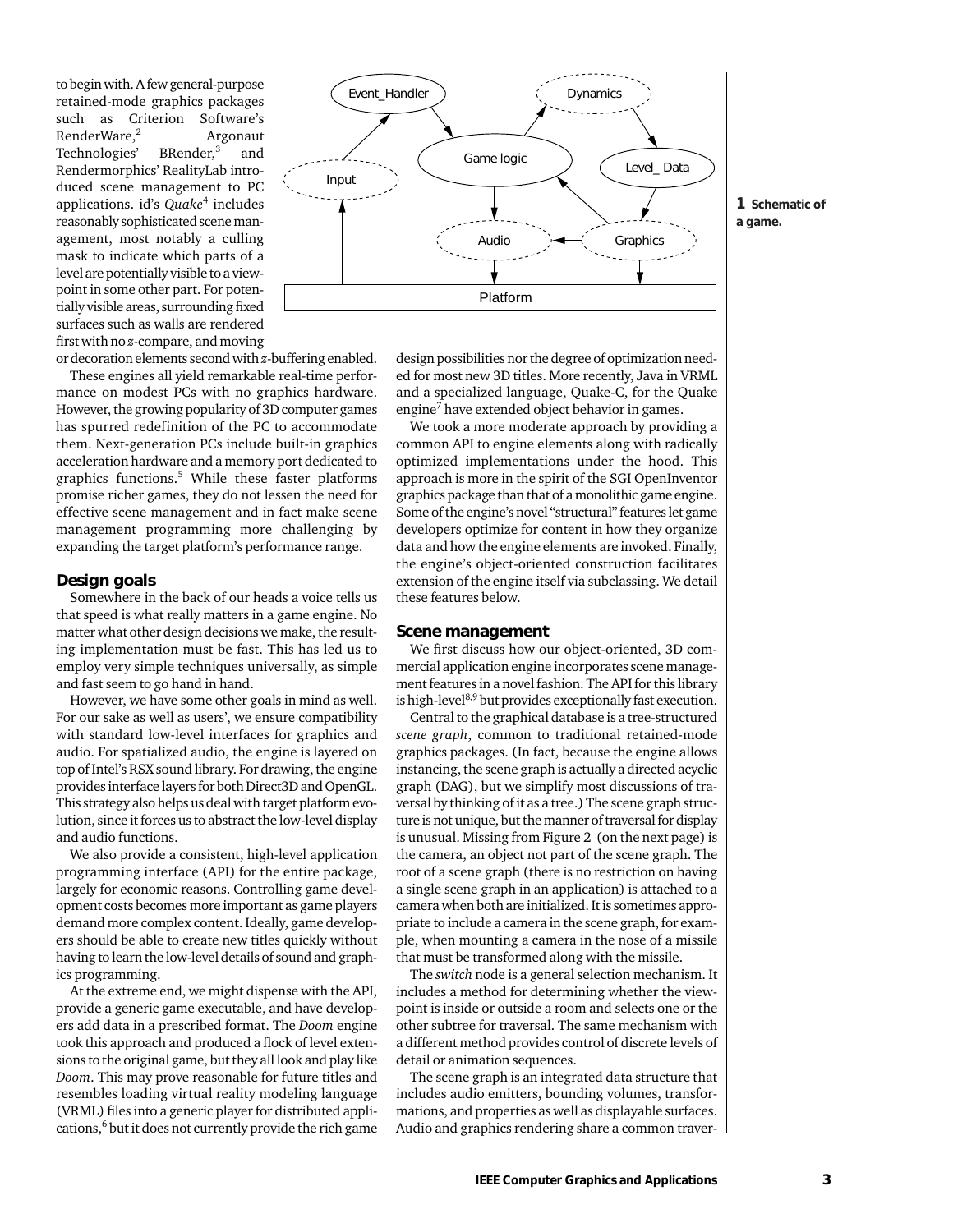to begin with. A few general-purpose retained-mode graphics packages such as Criterion Software's RenderWare,[2] Argonaut Technologies' BRender,[3] and Rendermorphics' RealityLab introduced scene management to PC applications. id's *Quake*[4] includes reasonably sophisticated scene management, most notably a culling mask to indicate which parts of a level are potentially visible to a viewpoint in some other part. For potentially visible areas, surrounding fixed surfaces such as walls are rendered first with no *z*-compare, and moving or decoration elements second with *z*-buffering enabled.

These engines all yield remarkable real-time performance on modest PCs with no graphics hardware. However, the growing popularity of 3D computer games has spurred redefinition of the PC to accommodate them. Next-generation PCs include built-in graphics acceleration hardware and a memory port dedicated to graphics functions.[5] While these faster platforms promise richer games, they do not lessen the need for effective scene management and in fact make scene management programming more challenging by expanding the target platform's performance range.

**1 Schematic of a game.**

## Design goals

Somewhere in the back of our heads a voice tells us that speed is what really matters in a game engine. No matter what other design decisions we make, the resulting implementation must be fast. This has led us to employ very simple techniques universally, as simple and fast seem to go hand in hand.

However, we have some other goals in mind as well. For our sake as well as users', we ensure compatibility with standard low-level interfaces for graphics and audio. For spatialized audio, the engine is layered on top of Intel's RSX sound library. For drawing, the engine provides interface layers for both Direct3D and OpenGL. This strategy also helps us deal with target platform evolution, since it forces us to abstract the low-level display and audio functions.

We also provide a consistent, high-level application programming interface (API) for the entire package, largely for economic reasons. Controlling game development costs becomes more important as game players demand more complex content. Ideally, game developers should be able to create new titles quickly without having to learn the low-level details of sound and graphics programming.

At the extreme end, we might dispense with the API, provide a generic game executable, and have developers add data in a prescribed format. The *Doom* engine took this approach and produced a flock of level extensions to the original game, but they all look and play like *Doom*. This may prove reasonable for future titles and resembles loading virtual reality modeling language (VRML) files into a generic player for distributed applications,[6] but it does not currently provide the rich game design possibilities nor the degree of optimization needed for most new 3D titles. More recently, Java in VRML and a specialized language, Quake-C, for the Quake engine[7] have extended object behavior in games.

We took a more moderate approach by providing a common API to engine elements along with radically optimized implementations under the hood. This approach is more in the spirit of the SGI OpenInventor graphics package than that of a monolithic game engine. Some of the engine's novel "structural" features let game developers optimize for content in how they organize data and how the engine elements are invoked. Finally, the engine's object-oriented construction facilitates extension of the engine itself via subclassing. We detail these features below.

## Scene management

We first discuss how our object-oriented, 3D commercial application engine incorporates scene management features in a novel fashion. The API for this library is high-level[8,9] but provides exceptionally fast execution.

Central to the graphical database is a tree-structured *scene graph*, common to traditional retained-mode graphics packages. (In fact, because the engine allows instancing, the scene graph is actually a directed acyclic graph (DAG), but we simplify most discussions of traversal by thinking of it as a tree.) The scene graph structure is not unique, but the manner of traversal for display is unusual. Missing from Figure 2 (on the next page) is the camera, an object not part of the scene graph. The root of a scene graph (there is no restriction on having a single scene graph in an application) is attached to a camera when both are initialized. It is sometimes appropriate to include a camera in the scene graph, for example, when mounting a camera in the nose of a missile that must be transformed along with the missile.

The *switch* node is a general selection mechanism. It includes a method for determining whether the viewpoint is inside or outside a room and selects one or the other subtree for traversal. The same mechanism with a different method provides control of discrete levels of detail or animation sequences.

The scene graph is an integrated data structure that includes audio emitters, bounding volumes, transformations, and properties as well as displayable surfaces. Audio and graphics rendering share a common traver-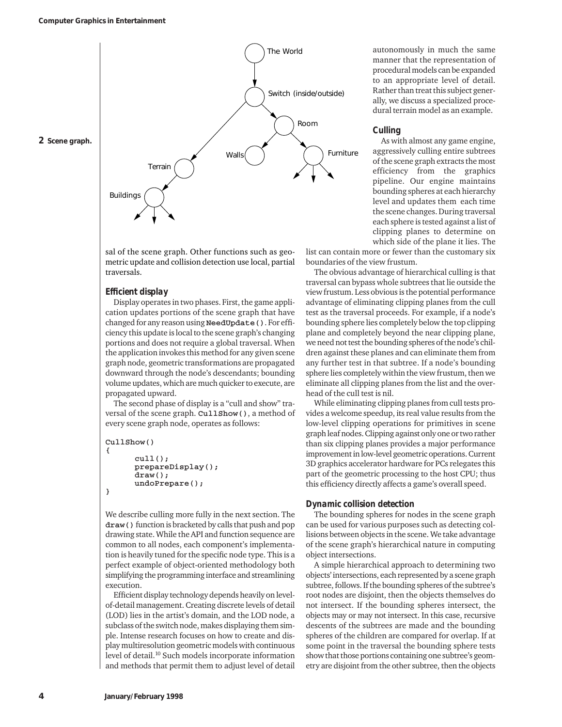**2 Scene graph.**

sal of the scene graph. Other functions such as geometric update and collision detection use local, partial traversals.

### Efficient display

Display operates in two phases. First, the game application updates portions of the scene graph that have changed for any reason using **NeedUpdate()**. For efficiency this update is local to the scene graph's changing portions and does not require a global traversal. When the application invokes this method for any given scene graph node, geometric transformations are propagated downward through the node's descendants; bounding volume updates, which are much quicker to execute, are propagated upward.

The second phase of display is a "cull and show" traversal of the scene graph. **CullShow()**, a method of every scene graph node, operates as follows:

```
CullShow()
{
       cull();
       prepareDisplay();
       draw();
       undoPrepare();
}
```

We describe culling more fully in the next section. The **draw()** function is bracketed by calls that push and pop drawing state. While the API and function sequence are common to all nodes, each component's implementation is heavily tuned for the specific node type. This is a perfect example of object-oriented methodology both simplifying the programming interface and streamlining execution.

Efficient display technology depends heavily on level-of-detail management. Creating discrete levels of detail (LOD) lies in the artist's domain, and the LOD node, a subclass of the switch node, makes displaying them simple. Intense research focuses on how to create and display multiresolution geometric models with continuous level of detail.[10] Such models incorporate information and methods that permit them to adjust level of detail autonomously in much the same manner that the representation of procedural models can be expanded to an appropriate level of detail. Rather than treat this subject generally, we discuss a specialized procedural terrain model as an example.

### Culling

As with almost any game engine, aggressively culling entire subtrees of the scene graph extracts the most efficiency from the graphics pipeline. Our engine maintains bounding spheres at each hierarchy level and updates them each time the scene changes. During traversal each sphere is tested against a list of clipping planes to determine on which side of the plane it lies. The list can contain more or fewer than the customary six boundaries of the view frustum.

The obvious advantage of hierarchical culling is that traversal can bypass whole subtrees that lie outside the view frustum. Less obvious is the potential performance advantage of eliminating clipping planes from the cull test as the traversal proceeds. For example, if a node's bounding sphere lies completely below the top clipping plane and completely beyond the near clipping plane, we need not test the bounding spheres of the node's children against these planes and can eliminate them from any further test in that subtree. If a node's bounding sphere lies completely within the view frustum, then we eliminate all clipping planes from the list and the overhead of the cull test is nil.

While eliminating clipping planes from cull tests provides a welcome speedup, its real value results from the low-level clipping operations for primitives in scene graph leaf nodes. Clipping against only one or two rather than six clipping planes provides a major performance improvement in low-level geometric operations. Current 3D graphics accelerator hardware for PCs relegates this part of the geometric processing to the host CPU; thus this efficiency directly affects a game's overall speed.

### Dynamic collision detection

The bounding spheres for nodes in the scene graph can be used for various purposes such as detecting collisions between objects in the scene. We take advantage of the scene graph's hierarchical nature in computing object intersections.

A simple hierarchical approach to determining two objects' intersections, each represented by a scene graph subtree, follows. If the bounding spheres of the subtree's root nodes are disjoint, then the objects themselves do not intersect. If the bounding spheres intersect, the objects may or may not intersect. In this case, recursive descents of the subtrees are made and the bounding spheres of the children are compared for overlap. If at some point in the traversal the bounding sphere tests show that those portions containing one subtree's geometry are disjoint from the other subtree, then the objects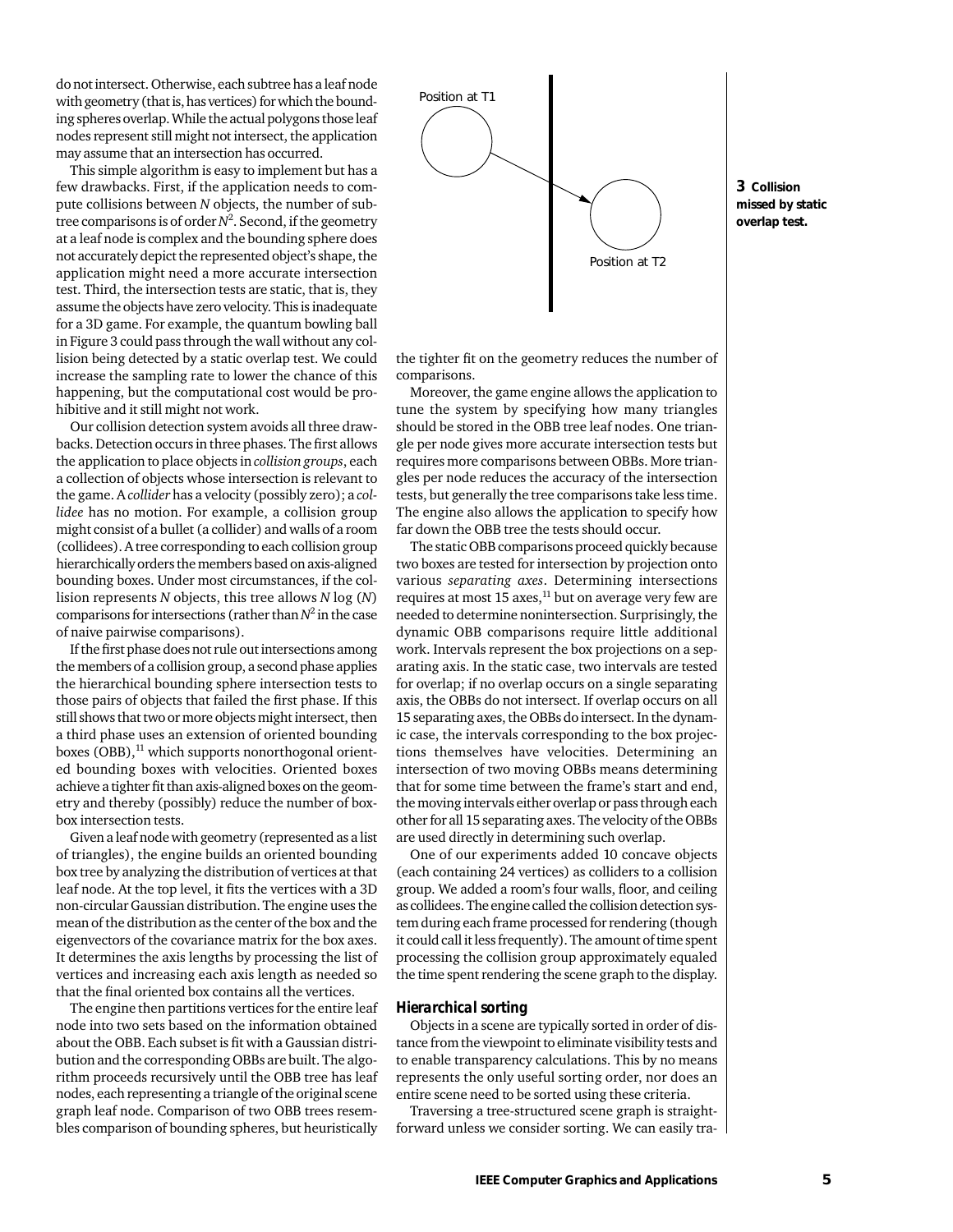do not intersect. Otherwise, each subtree has a leaf node with geometry (that is, has vertices) for which the bounding spheres overlap. While the actual polygons those leaf nodes represent still might not intersect, the application may assume that an intersection has occurred.

This simple algorithm is easy to implement but has a few drawbacks. First, if the application needs to compute collisions between *N* objects, the number of subtree comparisons is of order $N^2$. Second, if the geometry at a leaf node is complex and the bounding sphere does not accurately depict the represented object's shape, the application might need a more accurate intersection test. Third, the intersection tests are static, that is, they assume the objects have zero velocity. This is inadequate for a 3D game. For example, the quantum bowling ball in Figure 3 could pass through the wall without any collision being detected by a static overlap test. We could increase the sampling rate to lower the chance of this happening, but the computational cost would be prohibitive and it still might not work.

Our collision detection system avoids all three drawbacks. Detection occurs in three phases. The first allows the application to place objects in *collision groups*, each a collection of objects whose intersection is relevant to the game. A *collider* has a velocity (possibly zero); a *collidee* has no motion. For example, a collision group might consist of a bullet (a collider) and walls of a room (collidees). A tree corresponding to each collision group hierarchically orders the members based on axis-aligned bounding boxes. Under most circumstances, if the collision represents *N* objects, this tree allows *N* log (*N*) comparisons for intersections (rather than $N^2$ in the case of naive pairwise comparisons).

If the first phase does not rule out intersections among the members of a collision group, a second phase applies the hierarchical bounding sphere intersection tests to those pairs of objects that failed the first phase. If this still shows that two or more objects might intersect, then a third phase uses an extension of oriented bounding boxes (OBB),[11] which supports nonorthogonal oriented bounding boxes with velocities. Oriented boxes achieve a tighter fit than axis-aligned boxes on the geometry and thereby (possibly) reduce the number of box-box intersection tests.

Given a leaf node with geometry (represented as a list of triangles), the engine builds an oriented bounding box tree by analyzing the distribution of vertices at that leaf node. At the top level, it fits the vertices with a 3D non-circular Gaussian distribution. The engine uses the mean of the distribution as the center of the box and the eigenvectors of the covariance matrix for the box axes. It determines the axis lengths by processing the list of vertices and increasing each axis length as needed so that the final oriented box contains all the vertices.

The engine then partitions vertices for the entire leaf node into two sets based on the information obtained about the OBB. Each subset is fit with a Gaussian distribution and the corresponding OBBs are built. The algorithm proceeds recursively until the OBB tree has leaf nodes, each representing a triangle of the original scene graph leaf node. Comparison of two OBB trees resembles comparison of bounding spheres, but heuristically the tighter fit on the geometry reduces the number of comparisons.

Position at T1

Position at T2

**3 Collision missed by static overlap test.**

Moreover, the game engine allows the application to tune the system by specifying how many triangles should be stored in the OBB tree leaf nodes. One triangle per node gives more accurate intersection tests but requires more comparisons between OBBs. More triangles per node reduces the accuracy of the intersection tests, but generally the tree comparisons take less time. The engine also allows the application to specify how far down the OBB tree the tests should occur.

The static OBB comparisons proceed quickly because two boxes are tested for intersection by projection onto various *separating axes*. Determining intersections requires at most 15 axes,[11] but on average very few are needed to determine nonintersection. Surprisingly, the dynamic OBB comparisons require little additional work. Intervals represent the box projections on a separating axis. In the static case, two intervals are tested for overlap; if no overlap occurs on a single separating axis, the OBBs do not intersect. If overlap occurs on all 15 separating axes, the OBBs do intersect. In the dynamic case, the intervals corresponding to the box projections themselves have velocities. Determining an intersection of two moving OBBs means determining that for some time between the frame's start and end, the moving intervals either overlap or pass through each other for all 15 separating axes. The velocity of the OBBs are used directly in determining such overlap.

One of our experiments added 10 concave objects (each containing 24 vertices) as colliders to a collision group. We added a room's four walls, floor, and ceiling as collidees. The engine called the collision detection system during each frame processed for rendering (though it could call it less frequently). The amount of time spent processing the collision group approximately equaled the time spent rendering the scene graph to the display.

### Hierarchical sorting

Objects in a scene are typically sorted in order of distance from the viewpoint to eliminate visibility tests and to enable transparency calculations. This by no means represents the only useful sorting order, nor does an entire scene need to be sorted using these criteria.

Traversing a tree-structured scene graph is straightforward unless we consider sorting. We can easily tra-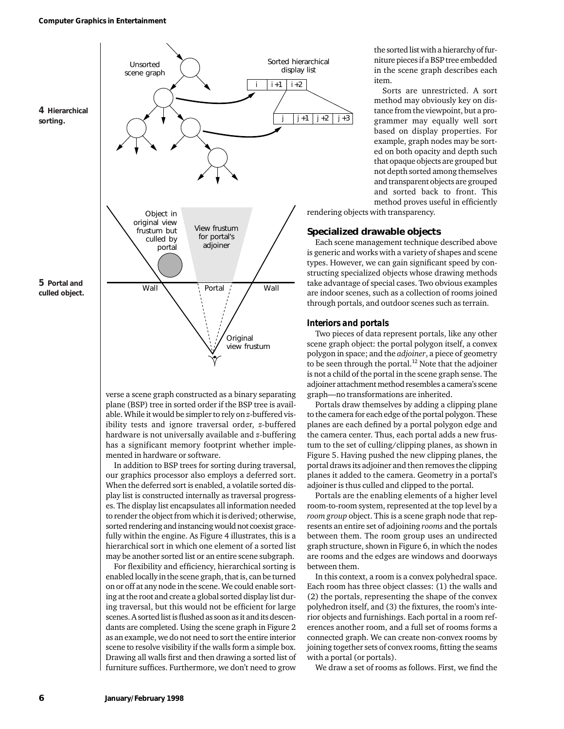**4 Hierarchical sorting.**

**5 Portal and culled object.**

verse a scene graph constructed as a binary separating plane (BSP) tree in sorted order if the BSP tree is available. While it would be simpler to rely on $z$-buffered visibility tests and ignore traversal order, $z$-buffered hardware is not universally available and $z$-buffering has a significant memory footprint whether implemented in hardware or software.

In addition to BSP trees for sorting during traversal, our graphics processor also employs a deferred sort. When the deferred sort is enabled, a volatile sorted display list is constructed internally as traversal progresses. The display list encapsulates all information needed to render the object from which it is derived; otherwise, sorted rendering and instancing would not coexist gracefully within the engine. As Figure 4 illustrates, this is a hierarchical sort in which one element of a sorted list may be another sorted list or an entire scene subgraph.

For flexibility and efficiency, hierarchical sorting is enabled locally in the scene graph, that is, can be turned on or off at any node in the scene. We could enable sorting at the root and create a global sorted display list during traversal, but this would not be efficient for large scenes. A sorted list is flushed as soon as it and its descendants are completed. Using the scene graph in Figure 2 as an example, we do not need to sort the entire interior scene to resolve visibility if the walls form a simple box. Drawing all walls first and then drawing a sorted list of furniture suffices. Furthermore, we don't need to grow the sorted list with a hierarchy of furniture pieces if a BSP tree embedded in the scene graph describes each item.

Sorts are unrestricted. A sort method may obviously key on distance from the viewpoint, but a programmer may equally well sort based on display properties. For example, graph nodes may be sorted on both opacity and depth such that opaque objects are grouped but not depth sorted among themselves and transparent objects are grouped and sorted back to front. This method proves useful in efficiently rendering objects with transparency.

## Specialized drawable objects

Each scene management technique described above is generic and works with a variety of shapes and scene types. However, we can gain significant speed by constructing specialized objects whose drawing methods take advantage of special cases. Two obvious examples are indoor scenes, such as a collection of rooms joined through portals, and outdoor scenes such as terrain.

### Interiors and portals

Two pieces of data represent portals, like any other scene graph object: the portal polygon itself, a convex polygon in space; and the *adjoiner*, a piece of geometry to be seen through the portal.[12] Note that the adjoiner is not a child of the portal in the scene graph sense. The adjoiner attachment method resembles a camera's scene graph—no transformations are inherited.

Portals draw themselves by adding a clipping plane to the camera for each edge of the portal polygon. These planes are each defined by a portal polygon edge and the camera center. Thus, each portal adds a new frustum to the set of culling/clipping planes, as shown in Figure 5. Having pushed the new clipping planes, the portal draws its adjoiner and then removes the clipping planes it added to the camera. Geometry in a portal's adjoiner is thus culled and clipped to the portal.

Portals are the enabling elements of a higher level room-to-room system, represented at the top level by a *room group* object. This is a scene graph node that represents an entire set of adjoining *rooms* and the portals between them. The room group uses an undirected graph structure, shown in Figure 6, in which the nodes are rooms and the edges are windows and doorways between them.

In this context, a room is a convex polyhedral space. Each room has three object classes: (1) the walls and (2) the portals, representing the shape of the convex polyhedron itself, and (3) the fixtures, the room's interior objects and furnishings. Each portal in a room references another room, and a full set of rooms forms a connected graph. We can create non-convex rooms by joining together sets of convex rooms, fitting the seams with a portal (or portals).

We draw a set of rooms as follows. First, we find the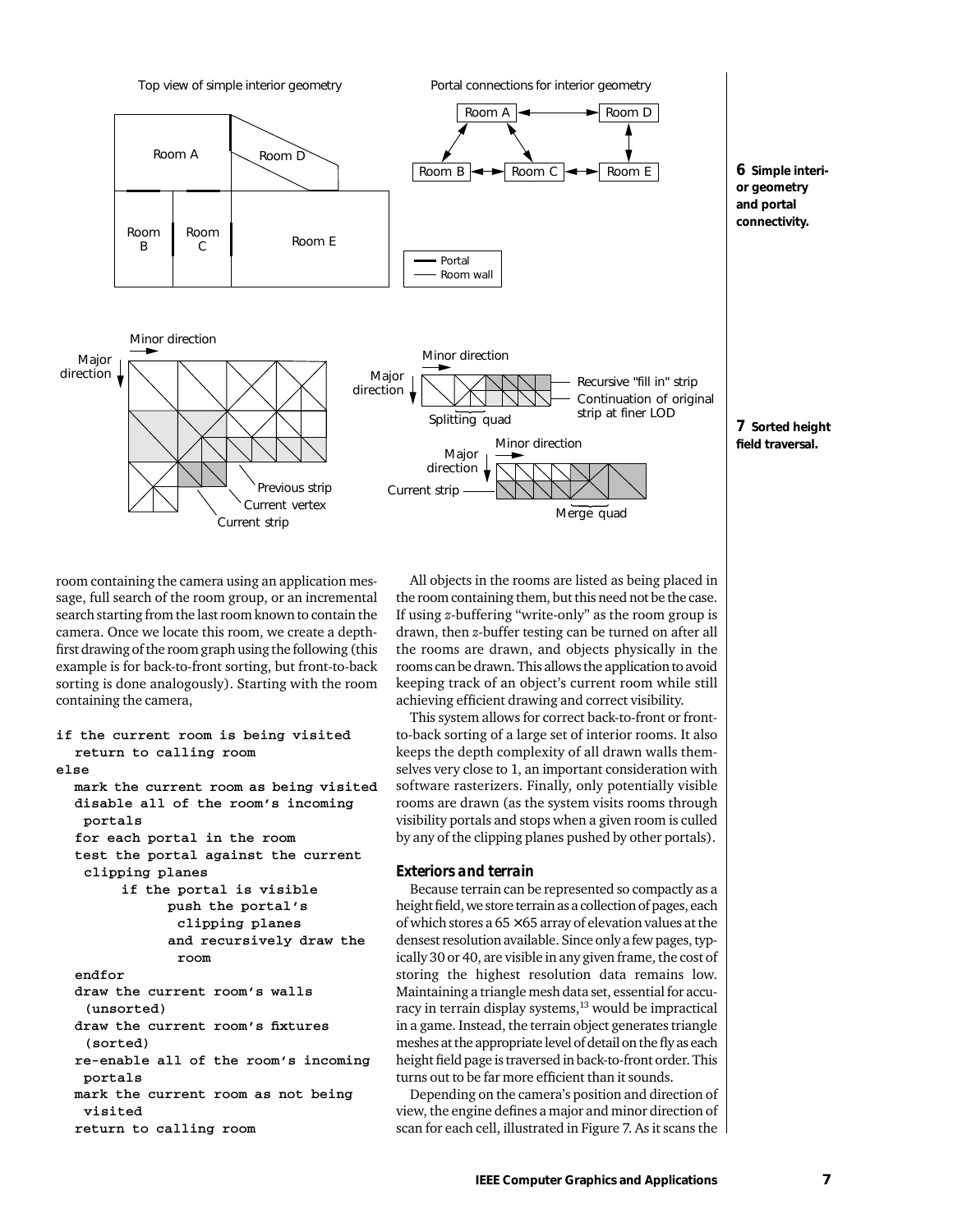6 **Simple interior geometry and portal connectivity.**

7 **Sorted height field traversal.**

room containing the camera using an application message, full search of the room group, or an incremental search starting from the last room known to contain the camera. Once we locate this room, we create a depth-first drawing of the room graph using the following (this example is for back-to-front sorting, but front-to-back sorting is done analogously). Starting with the room containing the camera,

```
if the current room is being visited
  return to calling room
else
  mark the current room as being visited
  disable all of the room's incoming
   portals
  for each portal in the room
  test the portal against the current
   clipping planes
      if the portal is visible
          push the portal's
           clipping planes
          and recursively draw the
           room
  endfor
  draw the current room's walls
   (unsorted)
  draw the current room's fixtures
   (sorted)
  re-enable all of the room's incoming
   portals
  mark the current room as not being
   visited
  return to calling room
```

All objects in the rooms are listed as being placed in the room containing them, but this need not be the case. If using $z$-buffering "write-only" as the room group is drawn, then $z$-buffer testing can be turned on after all the rooms are drawn, and objects physically in the rooms can be drawn. This allows the application to avoid keeping track of an object's current room while still achieving efficient drawing and correct visibility.

This system allows for correct back-to-front or front-to-back sorting of a large set of interior rooms. It also keeps the depth complexity of all drawn walls themselves very close to 1, an important consideration with software rasterizers. Finally, only potentially visible rooms are drawn (as the system visits rooms through visibility portals and stops when a given room is culled by any of the clipping planes pushed by other portals).

### *Exteriors and terrain*

Because terrain can be represented so compactly as a height field, we store terrain as a collection of pages, each of which stores a $65 \times 65$ array of elevation values at the densest resolution available. Since only a few pages, typically 30 or 40, are visible in any given frame, the cost of storing the highest resolution data remains low. Maintaining a triangle mesh data set, essential for accuracy in terrain display systems,[13] would be impractical in a game. Instead, the terrain object generates triangle meshes at the appropriate level of detail on the fly as each height field page is traversed in back-to-front order. This turns out to be far more efficient than it sounds.

Depending on the camera's position and direction of view, the engine defines a major and minor direction of scan for each cell, illustrated in Figure 7. As it scans the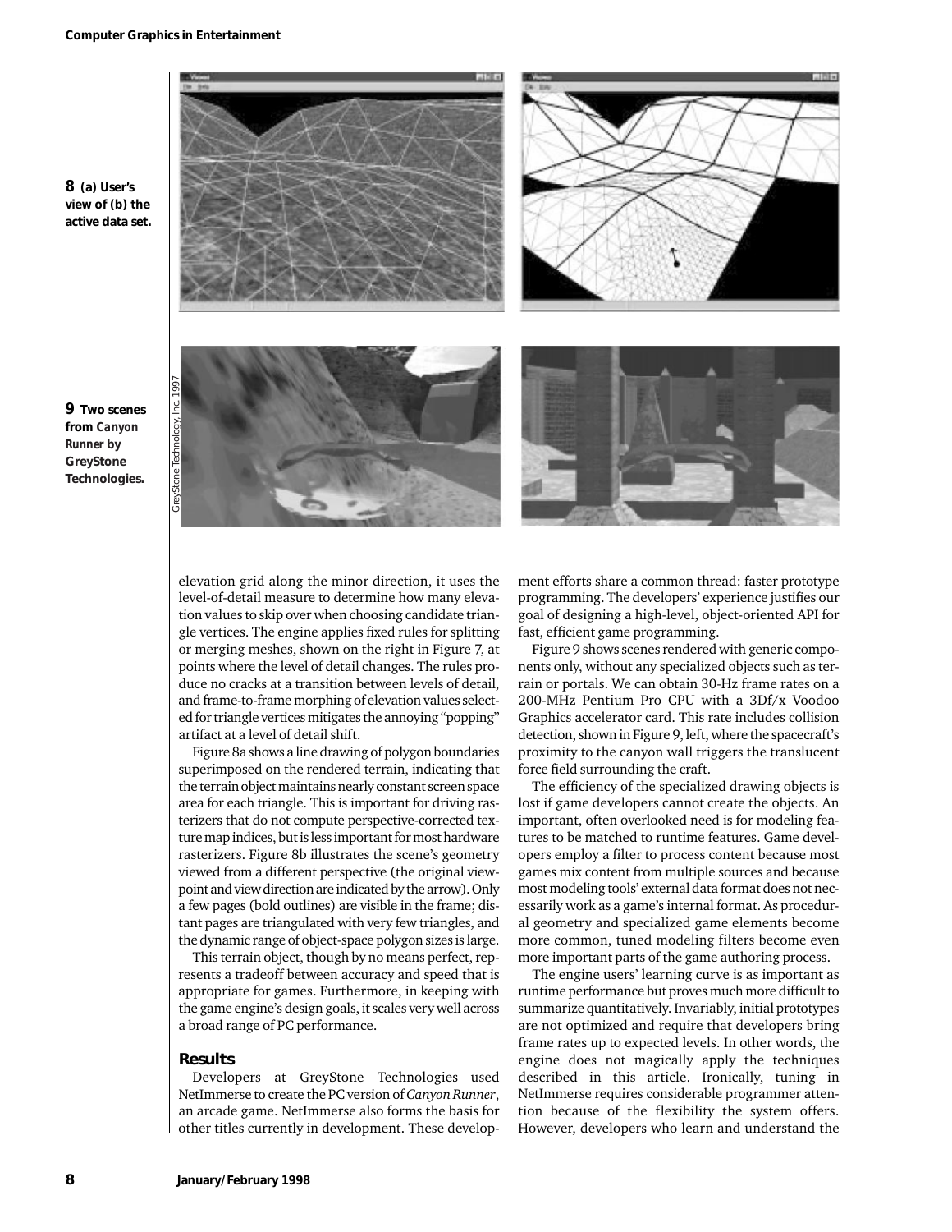**8** (a) User's view of (b) the active data set.

**9** Two scenes from *Canyon Runner* by GreyStone Technologies.

GreyStone Technology, Inc. 1997

elevation grid along the minor direction, it uses the level-of-detail measure to determine how many elevation values to skip over when choosing candidate triangle vertices. The engine applies fixed rules for splitting or merging meshes, shown on the right in Figure 7, at points where the level of detail changes. The rules produce no cracks at a transition between levels of detail, and frame-to-frame morphing of elevation values selected for triangle vertices mitigates the annoying "popping" artifact at a level of detail shift.

Figure 8a shows a line drawing of polygon boundaries superimposed on the rendered terrain, indicating that the terrain object maintains nearly constant screen space area for each triangle. This is important for driving rasterizers that do not compute perspective-corrected texture map indices, but is less important for most hardware rasterizers. Figure 8b illustrates the scene's geometry viewed from a different perspective (the original viewpoint and view direction are indicated by the arrow). Only a few pages (bold outlines) are visible in the frame; distant pages are triangulated with very few triangles, and the dynamic range of object-space polygon sizes is large.

This terrain object, though by no means perfect, represents a tradeoff between accuracy and speed that is appropriate for games. Furthermore, in keeping with the game engine's design goals, it scales very well across a broad range of PC performance.

## Results

Developers at GreyStone Technologies used NetImmerse to create the PC version of *Canyon Runner*, an arcade game. NetImmerse also forms the basis for other titles currently in development. These development efforts share a common thread: faster prototype programming. The developers' experience justifies our goal of designing a high-level, object-oriented API for fast, efficient game programming.

Figure 9 shows scenes rendered with generic components only, without any specialized objects such as terrain or portals. We can obtain 30-Hz frame rates on a 200-MHz Pentium Pro CPU with a 3Df/x Voodoo Graphics accelerator card. This rate includes collision detection, shown in Figure 9, left, where the spacecraft's proximity to the canyon wall triggers the translucent force field surrounding the craft.

The efficiency of the specialized drawing objects is lost if game developers cannot create the objects. An important, often overlooked need is for modeling features to be matched to runtime features. Game developers employ a filter to process content because most games mix content from multiple sources and because most modeling tools' external data format does not necessarily work as a game's internal format. As procedural geometry and specialized game elements become more common, tuned modeling filters become even more important parts of the game authoring process.

The engine users' learning curve is as important as runtime performance but proves much more difficult to summarize quantitatively. Invariably, initial prototypes are not optimized and require that developers bring frame rates up to expected levels. In other words, the engine does not magically apply the techniques described in this article. Ironically, tuning in NetImmerse requires considerable programmer attention because of the flexibility the system offers. However, developers who learn and understand the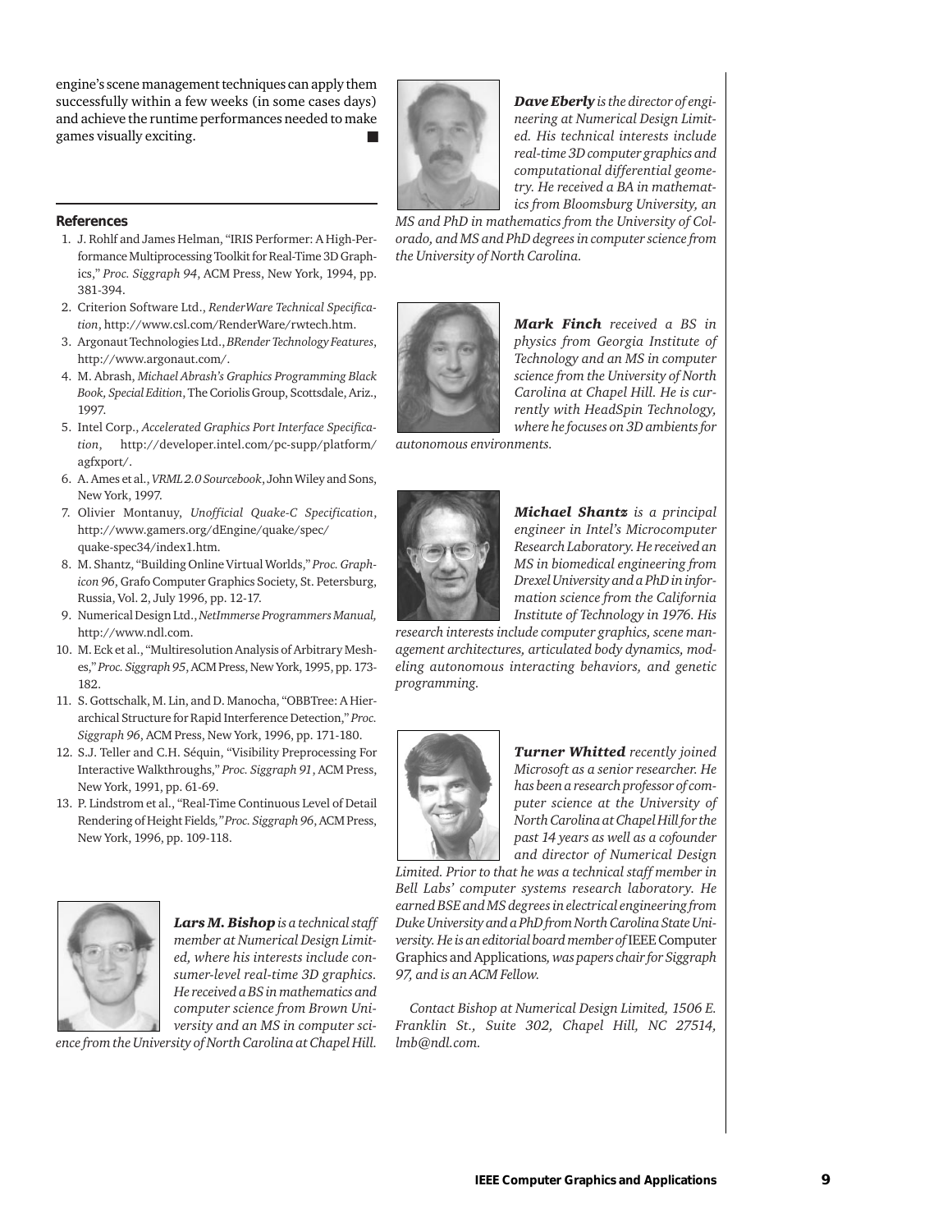engine's scene management techniques can apply them successfully within a few weeks (in some cases days) and achieve the runtime performances needed to make games visually exciting. ■

## References

1. J. Rohlf and James Helman, "IRIS Performer: A High-Performance Multiprocessing Toolkit for Real-Time 3D Graphics," *Proc. Siggraph 94*, ACM Press, New York, 1994, pp. 381-394.
2. Criterion Software Ltd., *RenderWare Technical Specification*, http://www.csl.com/RenderWare/rwtech.htm.
3. Argonaut Technologies Ltd., *BRender Technology Features*, http://www.argonaut.com/.
4. M. Abrash, *Michael Abrash's Graphics Programming Black Book, Special Edition*, The Coriolis Group, Scottsdale, Ariz., 1997.
5. Intel Corp., *Accelerated Graphics Port Interface Specification*, http://developer.intel.com/pc-supp/platform/agfxport/.
6. A. Ames et al., *VRML 2.0 Sourcebook*, John Wiley and Sons, New York, 1997.
7. Olivier Montanuy, *Unofficial Quake-C Specification*, http://www.gamers.org/dEngine/quake/spec/quake-spec34/index1.htm.
8. M. Shantz, "Building Online Virtual Worlds," *Proc. Graphicon 96*, Grafo Computer Graphics Society, St. Petersburg, Russia, Vol. 2, July 1996, pp. 12-17.
9. Numerical Design Ltd., *NetImmerse Programmers Manual,* http://www.ndl.com.
10. M. Eck et al., "Multiresolution Analysis of Arbitrary Meshes," *Proc. Siggraph 95*, ACM Press, New York, 1995, pp. 173-182.
11. S. Gottschalk, M. Lin, and D. Manocha, "OBBTree: A Hierarchical Structure for Rapid Interference Detection," *Proc. Siggraph 96*, ACM Press, New York, 1996, pp. 171-180.
12. S.J. Teller and C.H. Séquin, "Visibility Preprocessing For Interactive Walkthroughs," *Proc. Siggraph 91*, ACM Press, New York, 1991, pp. 61-69.
13. P. Lindstrom et al., "Real-Time Continuous Level of Detail Rendering of Height Fields," *Proc. Siggraph 96*, ACM Press, New York, 1996, pp. 109-118.

***Lars M. Bishop*** *is a technical staff member at Numerical Design Limited, where his interests include consumer-level real-time 3D graphics. He received a BS in mathematics and computer science from Brown University and an MS in computer science from the University of North Carolina at Chapel Hill.*

***Dave Eberly*** *is the director of engineering at Numerical Design Limited. His technical interests include real-time 3D computer graphics and computational differential geometry. He received a BA in mathematics from Bloomsburg University, an MS and PhD in mathematics from the University of Colorado, and MS and PhD degrees in computer science from the University of North Carolina.*

***Mark Finch*** *received a BS in physics from Georgia Institute of Technology and an MS in computer science from the University of North Carolina at Chapel Hill. He is currently with HeadSpin Technology, where he focuses on 3D ambients for autonomous environments.*

***Michael Shantz*** *is a principal engineer in Intel's Microcomputer Research Laboratory. He received an MS in biomedical engineering from Drexel University and a PhD in information science from the California Institute of Technology in 1976. His research interests include computer graphics, scene management architectures, articulated body dynamics, modeling autonomous interacting behaviors, and genetic programming.*

***Turner Whitted*** *recently joined Microsoft as a senior researcher. He has been a research professor of computer science at the University of North Carolina at Chapel Hill for the past 14 years as well as a cofounder and director of Numerical Design Limited. Prior to that he was a technical staff member in Bell Labs' computer systems research laboratory. He earned BSE and MS degrees in electrical engineering from Duke University and a PhD from North Carolina State University. He is an editorial board member of* IEEE Computer Graphics and Applications*, was papers chair for Siggraph 97, and is an ACM Fellow.*

*Contact Bishop at Numerical Design Limited, 1506 E. Franklin St., Suite 302, Chapel Hill, NC 27514, lmb@ndl.com.*